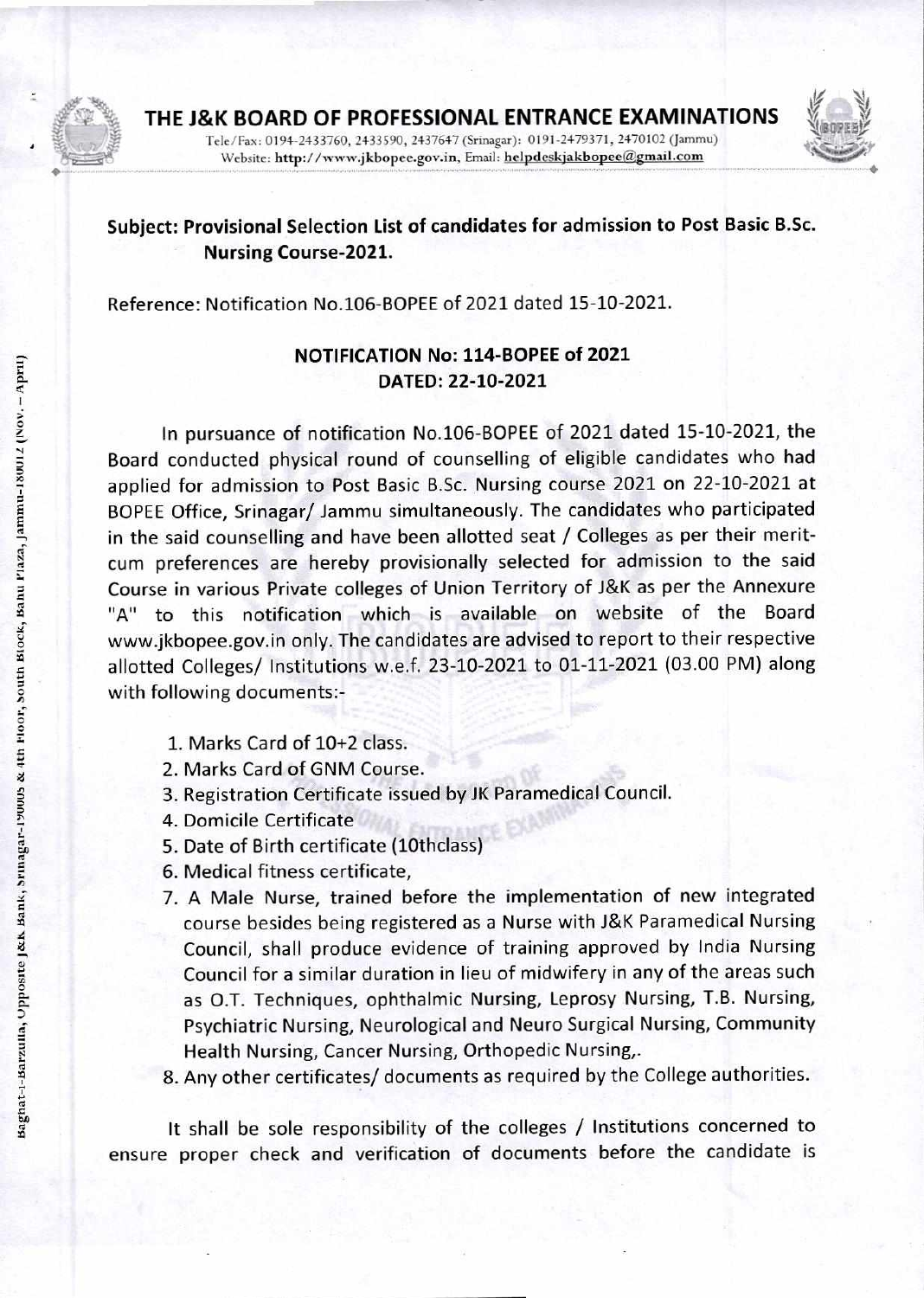# THE J&K BOARD OF PROFESSIONAL ENTRANCE EXAMINATIONS

Tele/Fax: 0194-2433760, 2433590, 2437647 (Srinagar): 0191-2479371, 2470102 (Jammu)
Website: http://www.jkbopee.gov.in, Email: helpdeskjakbopee@gmail.com

**Subject: Provisional Selection List of candidates for admission to Post Basic B.Sc. Nursing Course-2021.**

Reference: Notification No.106-BOPEE of 2021 dated 15-10-2021.

**NOTIFICATION No: 114-BOPEE of 2021**
**DATED: 22-10-2021**

In pursuance of notification No.106-BOPEE of 2021 dated 15-10-2021, the Board conducted physical round of counselling of eligible candidates who had applied for admission to Post Basic B.Sc. Nursing course 2021 on 22-10-2021 at BOPEE Office, Srinagar/ Jammu simultaneously. The candidates who participated in the said counselling and have been allotted seat / Colleges as per their merit-cum preferences are hereby provisionally selected for admission to the said Course in various Private colleges of Union Territory of J&K as per the Annexure "A" to this notification which is available on website of the Board www.jkbopee.gov.in only. The candidates are advised to report to their respective allotted Colleges/ Institutions w.e.f. 23-10-2021 to 01-11-2021 (03.00 PM) along with following documents:-

1. Marks Card of 10+2 class.
2. Marks Card of GNM Course.
3. Registration Certificate issued by JK Paramedical Council.
4. Domicile Certificate
5. Date of Birth certificate (10thclass)
6. Medical fitness certificate,
7. A Male Nurse, trained before the implementation of new integrated course besides being registered as a Nurse with J&K Paramedical Nursing Council, shall produce evidence of training approved by India Nursing Council for a similar duration in lieu of midwifery in any of the areas such as O.T. Techniques, ophthalmic Nursing, Leprosy Nursing, T.B. Nursing, Psychiatric Nursing, Neurological and Neuro Surgical Nursing, Community Health Nursing, Cancer Nursing, Orthopedic Nursing,.
8. Any other certificates/ documents as required by the College authorities.

It shall be sole responsibility of the colleges / Institutions concerned to ensure proper check and verification of documents before the candidate is

Baghat-i-Barzulla, Opposite J&K Bank, Srinagar-190005 & 4th Floor, South Block, Bahu Plaza, Jammu-180012 (Nov. – April)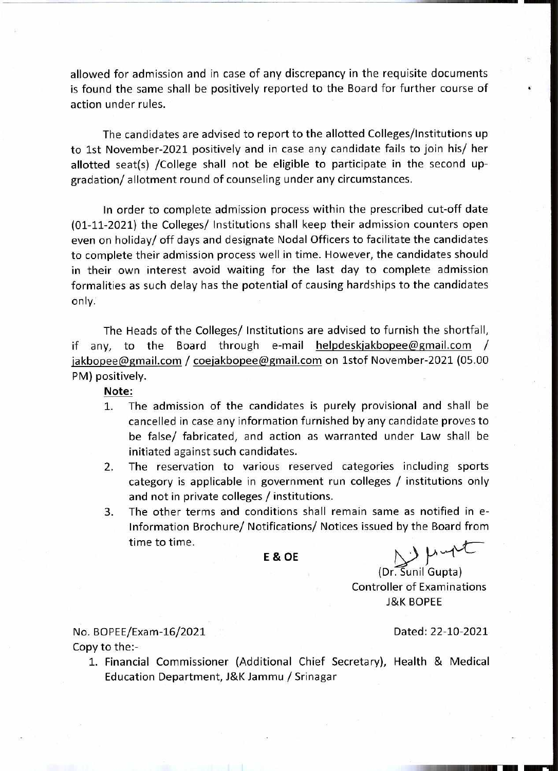allowed for admission and in case of any discrepancy in the requisite documents is found the same shall be positively reported to the Board for further course of action under rules.

The candidates are advised to report to the allotted Colleges/Institutions up to 1st November-2021 positively and in case any candidate fails to join his/ her allotted seat(s) /College shall not be eligible to participate in the second up-gradation/ allotment round of counseling under any circumstances.

In order to complete admission process within the prescribed cut-off date (01-11-2021) the Colleges/ Institutions shall keep their admission counters open even on holiday/ off days and designate Nodal Officers to facilitate the candidates to complete their admission process well in time. However, the candidates should in their own interest avoid waiting for the last day to complete admission formalities as such delay has the potential of causing hardships to the candidates only.

The Heads of the Colleges/ Institutions are advised to furnish the shortfall, if any, to the Board through e-mail helpdeskjakbopee@gmail.com / jakbopee@gmail.com / coejakbopee@gmail.com on 1stof November-2021 (05.00 PM) positively.

**Note:**

1. The admission of the candidates is purely provisional and shall be cancelled in case any information furnished by any candidate proves to be false/ fabricated, and action as warranted under Law shall be initiated against such candidates.
2. The reservation to various reserved categories including sports category is applicable in government run colleges / institutions only and not in private colleges / institutions.
3. The other terms and conditions shall remain same as notified in e-Information Brochure/ Notifications/ Notices issued by the Board from time to time.

**E & OE**

(Dr. Sunil Gupta)
Controller of Examinations
J&K BOPEE

No. BOPEE/Exam-16/2021

Dated: 22-10-2021

Copy to the:-

1. Financial Commissioner (Additional Chief Secretary), Health & Medical Education Department, J&K Jammu / Srinagar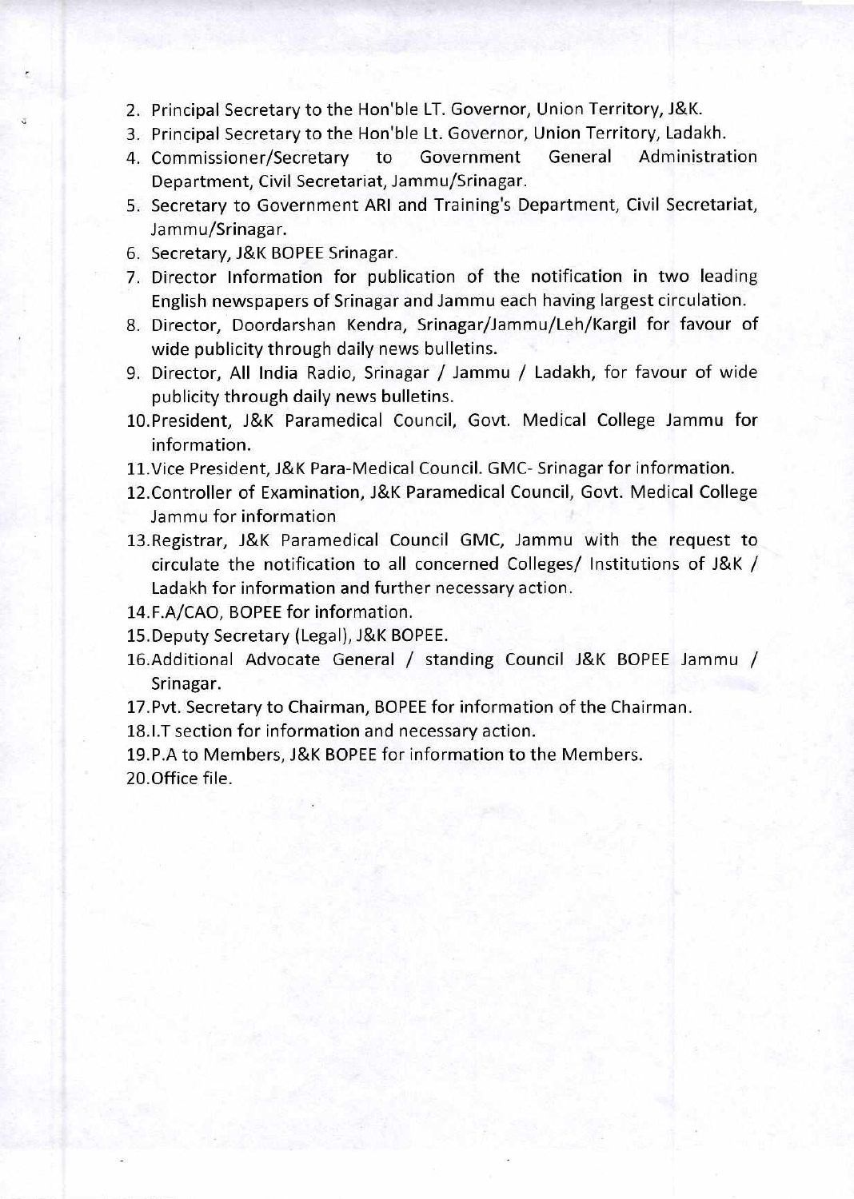2. Principal Secretary to the Hon'ble LT. Governor, Union Territory, J&K.
3. Principal Secretary to the Hon'ble Lt. Governor, Union Territory, Ladakh.
4. Commissioner/Secretary to Government General Administration Department, Civil Secretariat, Jammu/Srinagar.
5. Secretary to Government ARI and Training's Department, Civil Secretariat, Jammu/Srinagar.
6. Secretary, J&K BOPEE Srinagar.
7. Director Information for publication of the notification in two leading English newspapers of Srinagar and Jammu each having largest circulation.
8. Director, Doordarshan Kendra, Srinagar/Jammu/Leh/Kargil for favour of wide publicity through daily news bulletins.
9. Director, All India Radio, Srinagar / Jammu / Ladakh, for favour of wide publicity through daily news bulletins.
10. President, J&K Paramedical Council, Govt. Medical College Jammu for information.
11. Vice President, J&K Para-Medical Council. GMC- Srinagar for information.
12. Controller of Examination, J&K Paramedical Council, Govt. Medical College Jammu for information
13. Registrar, J&K Paramedical Council GMC, Jammu with the request to circulate the notification to all concerned Colleges/ Institutions of J&K / Ladakh for information and further necessary action.
14. F.A/CAO, BOPEE for information.
15. Deputy Secretary (Legal), J&K BOPEE.
16. Additional Advocate General / standing Council J&K BOPEE Jammu / Srinagar.
17. Pvt. Secretary to Chairman, BOPEE for information of the Chairman.
18. I.T section for information and necessary action.
19. P.A to Members, J&K BOPEE for information to the Members.
20. Office file.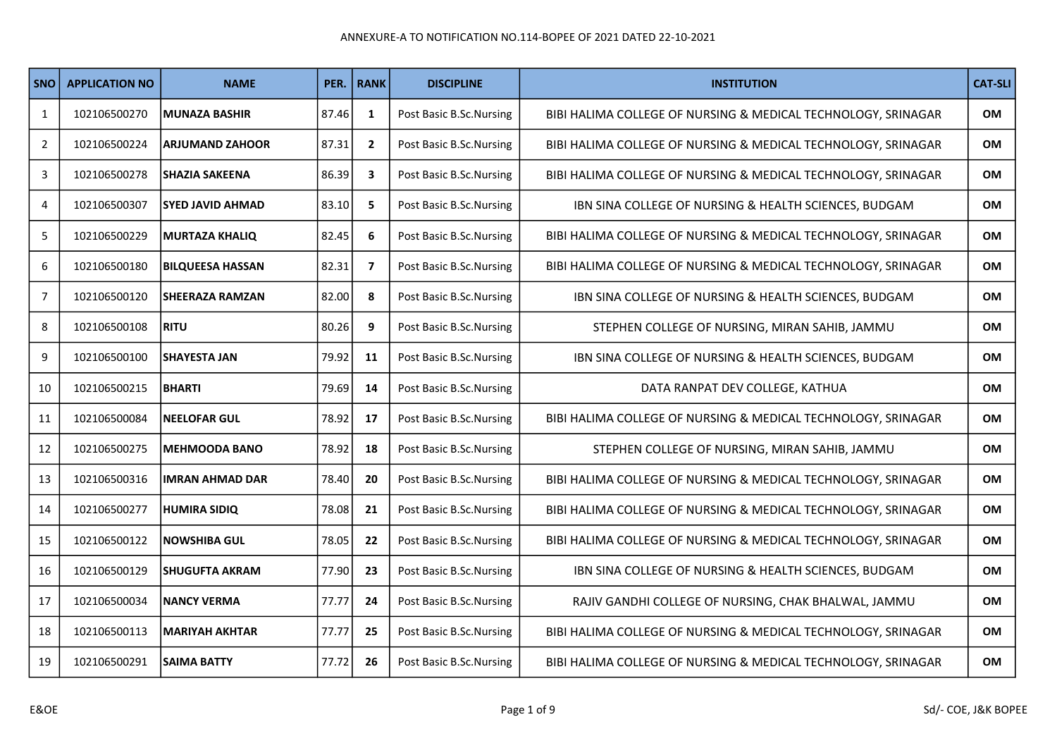ANNEXURE-A TO NOTIFICATION NO.114-BOPEE OF 2021 DATED 22-10-2021

| SNO | APPLICATION NO | NAME | PER. | RANK | DISCIPLINE | INSTITUTION | CAT-SLI |
|---|---|---|---|---|---|---|---|
| 1 | 102106500270 | **MUNAZA BASHIR** | 87.46 | **1** | Post Basic B.Sc.Nursing | BIBI HALIMA COLLEGE OF NURSING & MEDICAL TECHNOLOGY, SRINAGAR | **OM** |
| 2 | 102106500224 | **ARJUMAND ZAHOOR** | 87.31 | **2** | Post Basic B.Sc.Nursing | BIBI HALIMA COLLEGE OF NURSING & MEDICAL TECHNOLOGY, SRINAGAR | **OM** |
| 3 | 102106500278 | **SHAZIA SAKEENA** | 86.39 | **3** | Post Basic B.Sc.Nursing | BIBI HALIMA COLLEGE OF NURSING & MEDICAL TECHNOLOGY, SRINAGAR | **OM** |
| 4 | 102106500307 | **SYED JAVID AHMAD** | 83.10 | **5** | Post Basic B.Sc.Nursing | IBN SINA COLLEGE OF NURSING & HEALTH SCIENCES, BUDGAM | **OM** |
| 5 | 102106500229 | **MURTAZA KHALIQ** | 82.45 | **6** | Post Basic B.Sc.Nursing | BIBI HALIMA COLLEGE OF NURSING & MEDICAL TECHNOLOGY, SRINAGAR | **OM** |
| 6 | 102106500180 | **BILQUEESA HASSAN** | 82.31 | **7** | Post Basic B.Sc.Nursing | BIBI HALIMA COLLEGE OF NURSING & MEDICAL TECHNOLOGY, SRINAGAR | **OM** |
| 7 | 102106500120 | **SHEERAZA RAMZAN** | 82.00 | **8** | Post Basic B.Sc.Nursing | IBN SINA COLLEGE OF NURSING & HEALTH SCIENCES, BUDGAM | **OM** |
| 8 | 102106500108 | **RITU** | 80.26 | **9** | Post Basic B.Sc.Nursing | STEPHEN COLLEGE OF NURSING, MIRAN SAHIB, JAMMU | **OM** |
| 9 | 102106500100 | **SHAYESTA JAN** | 79.92 | **11** | Post Basic B.Sc.Nursing | IBN SINA COLLEGE OF NURSING & HEALTH SCIENCES, BUDGAM | **OM** |
| 10 | 102106500215 | **BHARTI** | 79.69 | **14** | Post Basic B.Sc.Nursing | DATA RANPAT DEV COLLEGE, KATHUA | **OM** |
| 11 | 102106500084 | **NEELOFAR GUL** | 78.92 | **17** | Post Basic B.Sc.Nursing | BIBI HALIMA COLLEGE OF NURSING & MEDICAL TECHNOLOGY, SRINAGAR | **OM** |
| 12 | 102106500275 | **MEHMOODA BANO** | 78.92 | **18** | Post Basic B.Sc.Nursing | STEPHEN COLLEGE OF NURSING, MIRAN SAHIB, JAMMU | **OM** |
| 13 | 102106500316 | **IMRAN AHMAD DAR** | 78.40 | **20** | Post Basic B.Sc.Nursing | BIBI HALIMA COLLEGE OF NURSING & MEDICAL TECHNOLOGY, SRINAGAR | **OM** |
| 14 | 102106500277 | **HUMIRA SIDIQ** | 78.08 | **21** | Post Basic B.Sc.Nursing | BIBI HALIMA COLLEGE OF NURSING & MEDICAL TECHNOLOGY, SRINAGAR | **OM** |
| 15 | 102106500122 | **NOWSHIBA GUL** | 78.05 | **22** | Post Basic B.Sc.Nursing | BIBI HALIMA COLLEGE OF NURSING & MEDICAL TECHNOLOGY, SRINAGAR | **OM** |
| 16 | 102106500129 | **SHUGUFTA AKRAM** | 77.90 | **23** | Post Basic B.Sc.Nursing | IBN SINA COLLEGE OF NURSING & HEALTH SCIENCES, BUDGAM | **OM** |
| 17 | 102106500034 | **NANCY VERMA** | 77.77 | **24** | Post Basic B.Sc.Nursing | RAJIV GANDHI COLLEGE OF NURSING, CHAK BHALWAL, JAMMU | **OM** |
| 18 | 102106500113 | **MARIYAH AKHTAR** | 77.77 | **25** | Post Basic B.Sc.Nursing | BIBI HALIMA COLLEGE OF NURSING & MEDICAL TECHNOLOGY, SRINAGAR | **OM** |
| 19 | 102106500291 | **SAIMA BATTY** | 77.72 | **26** | Post Basic B.Sc.Nursing | BIBI HALIMA COLLEGE OF NURSING & MEDICAL TECHNOLOGY, SRINAGAR | **OM** |

E&OE

Sd/- COE, J&K BOPEE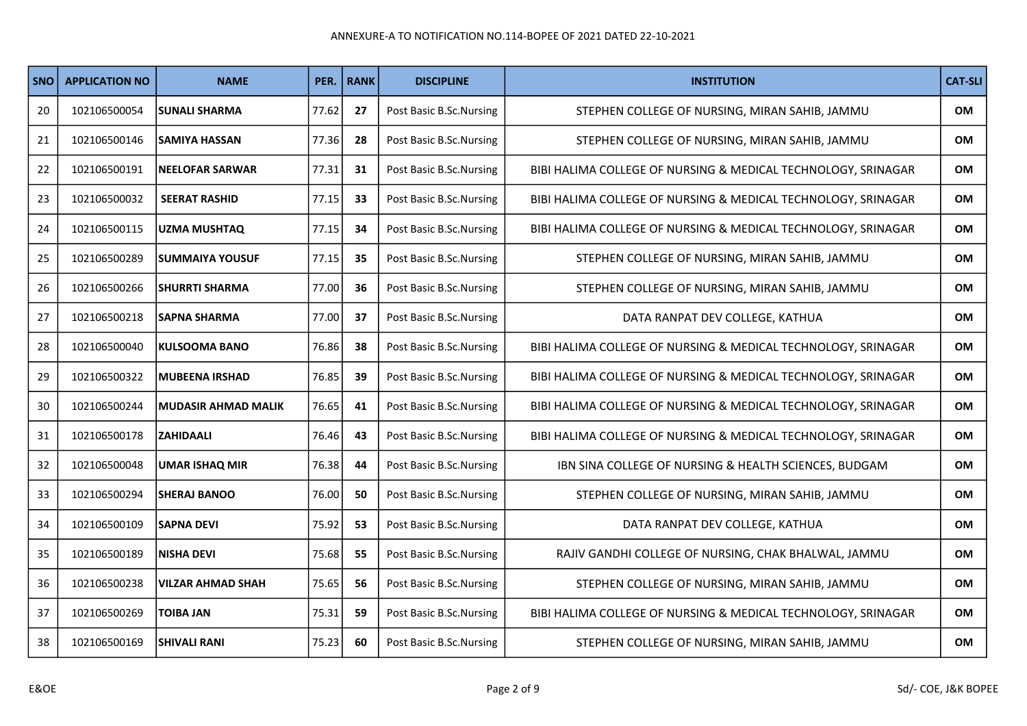ANNEXURE-A TO NOTIFICATION NO.114-BOPEE OF 2021 DATED 22-10-2021

| SNO | APPLICATION NO | NAME | PER. | RANK | DISCIPLINE | INSTITUTION | CAT-SLI |
|---|---|---|---|---|---|---|---|
| 20 | 102106500054 | **SUNALI SHARMA** | 77.62 | **27** | Post Basic B.Sc.Nursing | STEPHEN COLLEGE OF NURSING, MIRAN SAHIB, JAMMU | **OM** |
| 21 | 102106500146 | **SAMIYA HASSAN** | 77.36 | **28** | Post Basic B.Sc.Nursing | STEPHEN COLLEGE OF NURSING, MIRAN SAHIB, JAMMU | **OM** |
| 22 | 102106500191 | **NEELOFAR SARWAR** | 77.31 | **31** | Post Basic B.Sc.Nursing | BIBI HALIMA COLLEGE OF NURSING & MEDICAL TECHNOLOGY, SRINAGAR | **OM** |
| 23 | 102106500032 | **SEERAT RASHID** | 77.15 | **33** | Post Basic B.Sc.Nursing | BIBI HALIMA COLLEGE OF NURSING & MEDICAL TECHNOLOGY, SRINAGAR | **OM** |
| 24 | 102106500115 | **UZMA MUSHTAQ** | 77.15 | **34** | Post Basic B.Sc.Nursing | BIBI HALIMA COLLEGE OF NURSING & MEDICAL TECHNOLOGY, SRINAGAR | **OM** |
| 25 | 102106500289 | **SUMMAIYA YOUSUF** | 77.15 | **35** | Post Basic B.Sc.Nursing | STEPHEN COLLEGE OF NURSING, MIRAN SAHIB, JAMMU | **OM** |
| 26 | 102106500266 | **SHURRTI SHARMA** | 77.00 | **36** | Post Basic B.Sc.Nursing | STEPHEN COLLEGE OF NURSING, MIRAN SAHIB, JAMMU | **OM** |
| 27 | 102106500218 | **SAPNA SHARMA** | 77.00 | **37** | Post Basic B.Sc.Nursing | DATA RANPAT DEV COLLEGE, KATHUA | **OM** |
| 28 | 102106500040 | **KULSOOMA BANO** | 76.86 | **38** | Post Basic B.Sc.Nursing | BIBI HALIMA COLLEGE OF NURSING & MEDICAL TECHNOLOGY, SRINAGAR | **OM** |
| 29 | 102106500322 | **MUBEENA IRSHAD** | 76.85 | **39** | Post Basic B.Sc.Nursing | BIBI HALIMA COLLEGE OF NURSING & MEDICAL TECHNOLOGY, SRINAGAR | **OM** |
| 30 | 102106500244 | **MUDASIR AHMAD MALIK** | 76.65 | **41** | Post Basic B.Sc.Nursing | BIBI HALIMA COLLEGE OF NURSING & MEDICAL TECHNOLOGY, SRINAGAR | **OM** |
| 31 | 102106500178 | **ZAHIDAALI** | 76.46 | **43** | Post Basic B.Sc.Nursing | BIBI HALIMA COLLEGE OF NURSING & MEDICAL TECHNOLOGY, SRINAGAR | **OM** |
| 32 | 102106500048 | **UMAR ISHAQ MIR** | 76.38 | **44** | Post Basic B.Sc.Nursing | IBN SINA COLLEGE OF NURSING & HEALTH SCIENCES, BUDGAM | **OM** |
| 33 | 102106500294 | **SHERAJ BANOO** | 76.00 | **50** | Post Basic B.Sc.Nursing | STEPHEN COLLEGE OF NURSING, MIRAN SAHIB, JAMMU | **OM** |
| 34 | 102106500109 | **SAPNA DEVI** | 75.92 | **53** | Post Basic B.Sc.Nursing | DATA RANPAT DEV COLLEGE, KATHUA | **OM** |
| 35 | 102106500189 | **NISHA DEVI** | 75.68 | **55** | Post Basic B.Sc.Nursing | RAJIV GANDHI COLLEGE OF NURSING, CHAK BHALWAL, JAMMU | **OM** |
| 36 | 102106500238 | **VILZAR AHMAD SHAH** | 75.65 | **56** | Post Basic B.Sc.Nursing | STEPHEN COLLEGE OF NURSING, MIRAN SAHIB, JAMMU | **OM** |
| 37 | 102106500269 | **TOIBA JAN** | 75.31 | **59** | Post Basic B.Sc.Nursing | BIBI HALIMA COLLEGE OF NURSING & MEDICAL TECHNOLOGY, SRINAGAR | **OM** |
| 38 | 102106500169 | **SHIVALI RANI** | 75.23 | **60** | Post Basic B.Sc.Nursing | STEPHEN COLLEGE OF NURSING, MIRAN SAHIB, JAMMU | **OM** |

E&OE

Sd/- COE, J&K BOPEE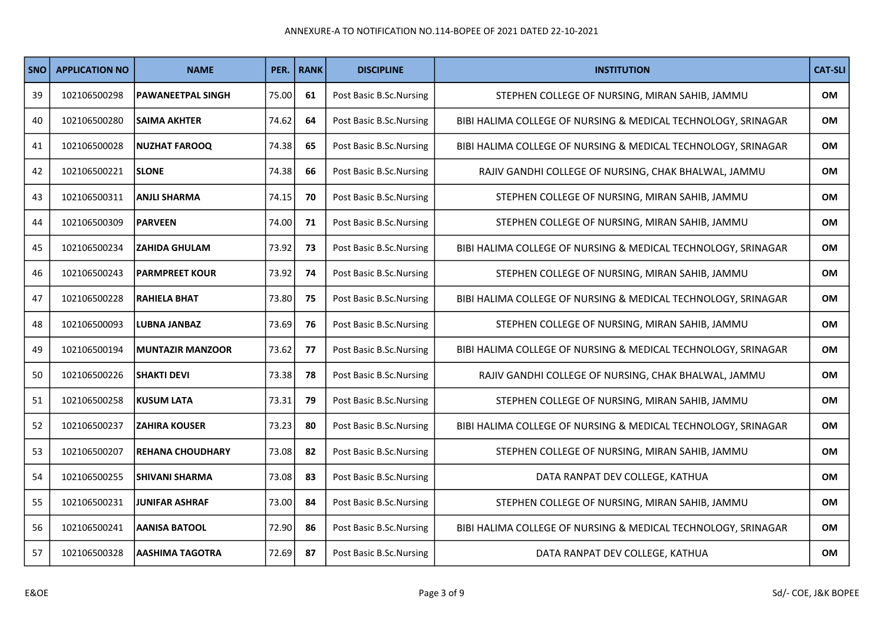ANNEXURE-A TO NOTIFICATION NO.114-BOPEE OF 2021 DATED 22-10-2021

| SNO | APPLICATION NO | NAME | PER. | RANK | DISCIPLINE | INSTITUTION | CAT-SLI |
|---|---|---|---|---|---|---|---|
| 39 | 102106500298 | PAWANEETPAL SINGH | 75.00 | 61 | Post Basic B.Sc.Nursing | STEPHEN COLLEGE OF NURSING, MIRAN SAHIB, JAMMU | OM |
| 40 | 102106500280 | SAIMA AKHTER | 74.62 | 64 | Post Basic B.Sc.Nursing | BIBI HALIMA COLLEGE OF NURSING & MEDICAL TECHNOLOGY, SRINAGAR | OM |
| 41 | 102106500028 | NUZHAT FAROOQ | 74.38 | 65 | Post Basic B.Sc.Nursing | BIBI HALIMA COLLEGE OF NURSING & MEDICAL TECHNOLOGY, SRINAGAR | OM |
| 42 | 102106500221 | SLONE | 74.38 | 66 | Post Basic B.Sc.Nursing | RAJIV GANDHI COLLEGE OF NURSING, CHAK BHALWAL, JAMMU | OM |
| 43 | 102106500311 | ANJLI SHARMA | 74.15 | 70 | Post Basic B.Sc.Nursing | STEPHEN COLLEGE OF NURSING, MIRAN SAHIB, JAMMU | OM |
| 44 | 102106500309 | PARVEEN | 74.00 | 71 | Post Basic B.Sc.Nursing | STEPHEN COLLEGE OF NURSING, MIRAN SAHIB, JAMMU | OM |
| 45 | 102106500234 | ZAHIDA GHULAM | 73.92 | 73 | Post Basic B.Sc.Nursing | BIBI HALIMA COLLEGE OF NURSING & MEDICAL TECHNOLOGY, SRINAGAR | OM |
| 46 | 102106500243 | PARMPREET KOUR | 73.92 | 74 | Post Basic B.Sc.Nursing | STEPHEN COLLEGE OF NURSING, MIRAN SAHIB, JAMMU | OM |
| 47 | 102106500228 | RAHIELA BHAT | 73.80 | 75 | Post Basic B.Sc.Nursing | BIBI HALIMA COLLEGE OF NURSING & MEDICAL TECHNOLOGY, SRINAGAR | OM |
| 48 | 102106500093 | LUBNA JANBAZ | 73.69 | 76 | Post Basic B.Sc.Nursing | STEPHEN COLLEGE OF NURSING, MIRAN SAHIB, JAMMU | OM |
| 49 | 102106500194 | MUNTAZIR MANZOOR | 73.62 | 77 | Post Basic B.Sc.Nursing | BIBI HALIMA COLLEGE OF NURSING & MEDICAL TECHNOLOGY, SRINAGAR | OM |
| 50 | 102106500226 | SHAKTI DEVI | 73.38 | 78 | Post Basic B.Sc.Nursing | RAJIV GANDHI COLLEGE OF NURSING, CHAK BHALWAL, JAMMU | OM |
| 51 | 102106500258 | KUSUM LATA | 73.31 | 79 | Post Basic B.Sc.Nursing | STEPHEN COLLEGE OF NURSING, MIRAN SAHIB, JAMMU | OM |
| 52 | 102106500237 | ZAHIRA KOUSER | 73.23 | 80 | Post Basic B.Sc.Nursing | BIBI HALIMA COLLEGE OF NURSING & MEDICAL TECHNOLOGY, SRINAGAR | OM |
| 53 | 102106500207 | REHANA CHOUDHARY | 73.08 | 82 | Post Basic B.Sc.Nursing | STEPHEN COLLEGE OF NURSING, MIRAN SAHIB, JAMMU | OM |
| 54 | 102106500255 | SHIVANI SHARMA | 73.08 | 83 | Post Basic B.Sc.Nursing | DATA RANPAT DEV COLLEGE, KATHUA | OM |
| 55 | 102106500231 | JUNIFAR ASHRAF | 73.00 | 84 | Post Basic B.Sc.Nursing | STEPHEN COLLEGE OF NURSING, MIRAN SAHIB, JAMMU | OM |
| 56 | 102106500241 | AANISA BATOOL | 72.90 | 86 | Post Basic B.Sc.Nursing | BIBI HALIMA COLLEGE OF NURSING & MEDICAL TECHNOLOGY, SRINAGAR | OM |
| 57 | 102106500328 | AASHIMA TAGOTRA | 72.69 | 87 | Post Basic B.Sc.Nursing | DATA RANPAT DEV COLLEGE, KATHUA | OM |

E&OE

Sd/- COE, J&K BOPEE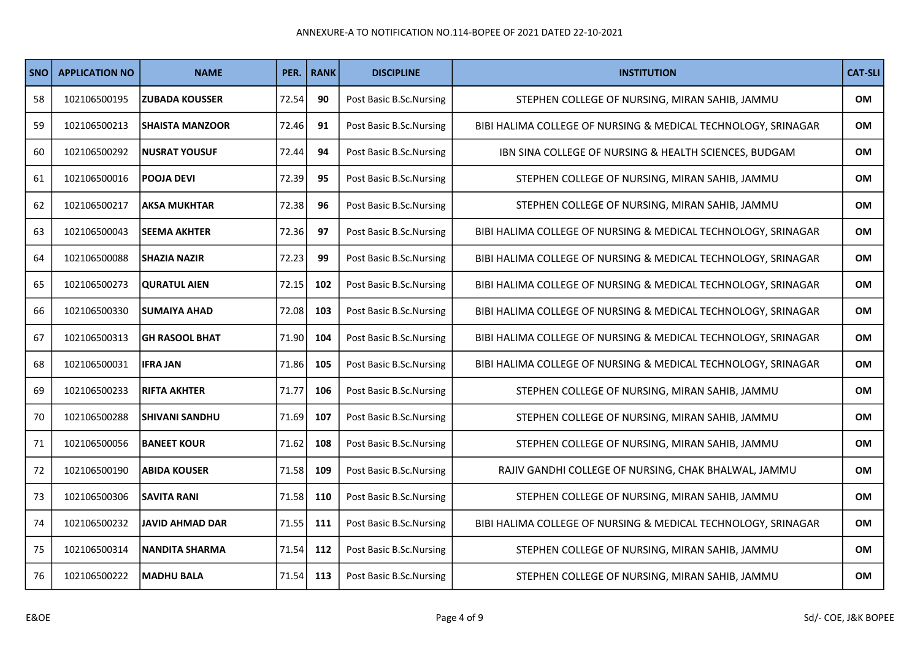ANNEXURE-A TO NOTIFICATION NO.114-BOPEE OF 2021 DATED 22-10-2021

| SNO | APPLICATION NO | NAME | PER. | RANK | DISCIPLINE | INSTITUTION | CAT-SLI |
|---|---|---|---|---|---|---|---|
| 58 | 102106500195 | **ZUBADA KOUSSER** | 72.54 | **90** | Post Basic B.Sc.Nursing | STEPHEN COLLEGE OF NURSING, MIRAN SAHIB, JAMMU | **OM** |
| 59 | 102106500213 | **SHAISTA MANZOOR** | 72.46 | **91** | Post Basic B.Sc.Nursing | BIBI HALIMA COLLEGE OF NURSING & MEDICAL TECHNOLOGY, SRINAGAR | **OM** |
| 60 | 102106500292 | **NUSRAT YOUSUF** | 72.44 | **94** | Post Basic B.Sc.Nursing | IBN SINA COLLEGE OF NURSING & HEALTH SCIENCES, BUDGAM | **OM** |
| 61 | 102106500016 | **POOJA DEVI** | 72.39 | **95** | Post Basic B.Sc.Nursing | STEPHEN COLLEGE OF NURSING, MIRAN SAHIB, JAMMU | **OM** |
| 62 | 102106500217 | **AKSA MUKHTAR** | 72.38 | **96** | Post Basic B.Sc.Nursing | STEPHEN COLLEGE OF NURSING, MIRAN SAHIB, JAMMU | **OM** |
| 63 | 102106500043 | **SEEMA AKHTER** | 72.36 | **97** | Post Basic B.Sc.Nursing | BIBI HALIMA COLLEGE OF NURSING & MEDICAL TECHNOLOGY, SRINAGAR | **OM** |
| 64 | 102106500088 | **SHAZIA NAZIR** | 72.23 | **99** | Post Basic B.Sc.Nursing | BIBI HALIMA COLLEGE OF NURSING & MEDICAL TECHNOLOGY, SRINAGAR | **OM** |
| 65 | 102106500273 | **QURATUL AIEN** | 72.15 | **102** | Post Basic B.Sc.Nursing | BIBI HALIMA COLLEGE OF NURSING & MEDICAL TECHNOLOGY, SRINAGAR | **OM** |
| 66 | 102106500330 | **SUMAIYA AHAD** | 72.08 | **103** | Post Basic B.Sc.Nursing | BIBI HALIMA COLLEGE OF NURSING & MEDICAL TECHNOLOGY, SRINAGAR | **OM** |
| 67 | 102106500313 | **GH RASOOL BHAT** | 71.90 | **104** | Post Basic B.Sc.Nursing | BIBI HALIMA COLLEGE OF NURSING & MEDICAL TECHNOLOGY, SRINAGAR | **OM** |
| 68 | 102106500031 | **IFRA JAN** | 71.86 | **105** | Post Basic B.Sc.Nursing | BIBI HALIMA COLLEGE OF NURSING & MEDICAL TECHNOLOGY, SRINAGAR | **OM** |
| 69 | 102106500233 | **RIFTA AKHTER** | 71.77 | **106** | Post Basic B.Sc.Nursing | STEPHEN COLLEGE OF NURSING, MIRAN SAHIB, JAMMU | **OM** |
| 70 | 102106500288 | **SHIVANI SANDHU** | 71.69 | **107** | Post Basic B.Sc.Nursing | STEPHEN COLLEGE OF NURSING, MIRAN SAHIB, JAMMU | **OM** |
| 71 | 102106500056 | **BANEET KOUR** | 71.62 | **108** | Post Basic B.Sc.Nursing | STEPHEN COLLEGE OF NURSING, MIRAN SAHIB, JAMMU | **OM** |
| 72 | 102106500190 | **ABIDA KOUSER** | 71.58 | **109** | Post Basic B.Sc.Nursing | RAJIV GANDHI COLLEGE OF NURSING, CHAK BHALWAL, JAMMU | **OM** |
| 73 | 102106500306 | **SAVITA RANI** | 71.58 | **110** | Post Basic B.Sc.Nursing | STEPHEN COLLEGE OF NURSING, MIRAN SAHIB, JAMMU | **OM** |
| 74 | 102106500232 | **JAVID AHMAD DAR** | 71.55 | **111** | Post Basic B.Sc.Nursing | BIBI HALIMA COLLEGE OF NURSING & MEDICAL TECHNOLOGY, SRINAGAR | **OM** |
| 75 | 102106500314 | **NANDITA SHARMA** | 71.54 | **112** | Post Basic B.Sc.Nursing | STEPHEN COLLEGE OF NURSING, MIRAN SAHIB, JAMMU | **OM** |
| 76 | 102106500222 | **MADHU BALA** | 71.54 | **113** | Post Basic B.Sc.Nursing | STEPHEN COLLEGE OF NURSING, MIRAN SAHIB, JAMMU | **OM** |

E&OE

Sd/- COE, J&K BOPEE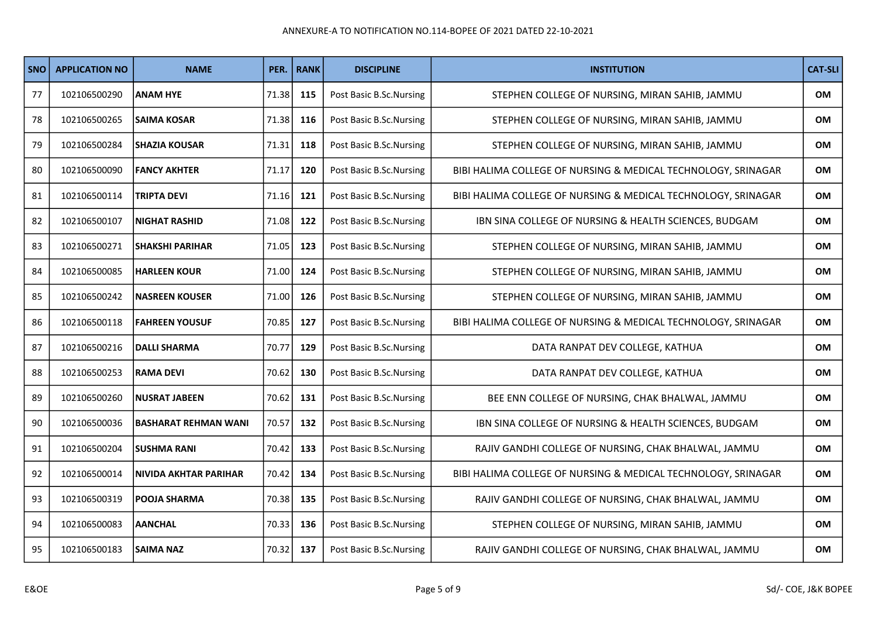| SNO | APPLICATION NO | NAME | PER. | RANK | DISCIPLINE | INSTITUTION | CAT-SLI |
|---|---|---|---|---|---|---|---|
| 77 | 102106500290 | **ANAM HYE** | 71.38 | **115** | Post Basic B.Sc.Nursing | STEPHEN COLLEGE OF NURSING, MIRAN SAHIB, JAMMU | **OM** |
| 78 | 102106500265 | **SAIMA KOSAR** | 71.38 | **116** | Post Basic B.Sc.Nursing | STEPHEN COLLEGE OF NURSING, MIRAN SAHIB, JAMMU | **OM** |
| 79 | 102106500284 | **SHAZIA KOUSAR** | 71.31 | **118** | Post Basic B.Sc.Nursing | STEPHEN COLLEGE OF NURSING, MIRAN SAHIB, JAMMU | **OM** |
| 80 | 102106500090 | **FANCY AKHTER** | 71.17 | **120** | Post Basic B.Sc.Nursing | BIBI HALIMA COLLEGE OF NURSING & MEDICAL TECHNOLOGY, SRINAGAR | **OM** |
| 81 | 102106500114 | **TRIPTA DEVI** | 71.16 | **121** | Post Basic B.Sc.Nursing | BIBI HALIMA COLLEGE OF NURSING & MEDICAL TECHNOLOGY, SRINAGAR | **OM** |
| 82 | 102106500107 | **NIGHAT RASHID** | 71.08 | **122** | Post Basic B.Sc.Nursing | IBN SINA COLLEGE OF NURSING & HEALTH SCIENCES, BUDGAM | **OM** |
| 83 | 102106500271 | **SHAKSHI PARIHAR** | 71.05 | **123** | Post Basic B.Sc.Nursing | STEPHEN COLLEGE OF NURSING, MIRAN SAHIB, JAMMU | **OM** |
| 84 | 102106500085 | **HARLEEN KOUR** | 71.00 | **124** | Post Basic B.Sc.Nursing | STEPHEN COLLEGE OF NURSING, MIRAN SAHIB, JAMMU | **OM** |
| 85 | 102106500242 | **NASREEN KOUSER** | 71.00 | **126** | Post Basic B.Sc.Nursing | STEPHEN COLLEGE OF NURSING, MIRAN SAHIB, JAMMU | **OM** |
| 86 | 102106500118 | **FAHREEN YOUSUF** | 70.85 | **127** | Post Basic B.Sc.Nursing | BIBI HALIMA COLLEGE OF NURSING & MEDICAL TECHNOLOGY, SRINAGAR | **OM** |
| 87 | 102106500216 | **DALLI SHARMA** | 70.77 | **129** | Post Basic B.Sc.Nursing | DATA RANPAT DEV COLLEGE, KATHUA | **OM** |
| 88 | 102106500253 | **RAMA DEVI** | 70.62 | **130** | Post Basic B.Sc.Nursing | DATA RANPAT DEV COLLEGE, KATHUA | **OM** |
| 89 | 102106500260 | **NUSRAT JABEEN** | 70.62 | **131** | Post Basic B.Sc.Nursing | BEE ENN COLLEGE OF NURSING, CHAK BHALWAL, JAMMU | **OM** |
| 90 | 102106500036 | **BASHARAT REHMAN WANI** | 70.57 | **132** | Post Basic B.Sc.Nursing | IBN SINA COLLEGE OF NURSING & HEALTH SCIENCES, BUDGAM | **OM** |
| 91 | 102106500204 | **SUSHMA RANI** | 70.42 | **133** | Post Basic B.Sc.Nursing | RAJIV GANDHI COLLEGE OF NURSING, CHAK BHALWAL, JAMMU | **OM** |
| 92 | 102106500014 | **NIVIDA AKHTAR PARIHAR** | 70.42 | **134** | Post Basic B.Sc.Nursing | BIBI HALIMA COLLEGE OF NURSING & MEDICAL TECHNOLOGY, SRINAGAR | **OM** |
| 93 | 102106500319 | **POOJA SHARMA** | 70.38 | **135** | Post Basic B.Sc.Nursing | RAJIV GANDHI COLLEGE OF NURSING, CHAK BHALWAL, JAMMU | **OM** |
| 94 | 102106500083 | **AANCHAL** | 70.33 | **136** | Post Basic B.Sc.Nursing | STEPHEN COLLEGE OF NURSING, MIRAN SAHIB, JAMMU | **OM** |
| 95 | 102106500183 | **SAIMA NAZ** | 70.32 | **137** | Post Basic B.Sc.Nursing | RAJIV GANDHI COLLEGE OF NURSING, CHAK BHALWAL, JAMMU | **OM** |

E&OE

Sd/- COE, J&K BOPEE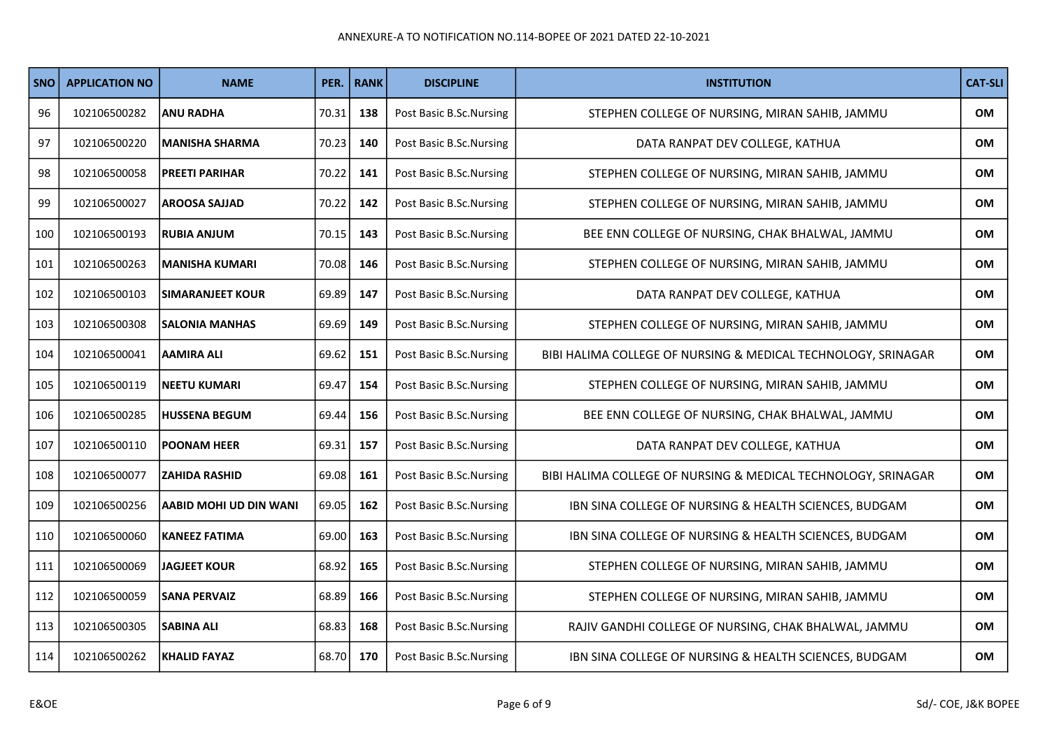| SNO | APPLICATION NO | NAME | PER. | RANK | DISCIPLINE | INSTITUTION | CAT-SLI |
|---|---|---|---|---|---|---|---|
| 96 | 102106500282 | **ANU RADHA** | 70.31 | **138** | Post Basic B.Sc.Nursing | STEPHEN COLLEGE OF NURSING, MIRAN SAHIB, JAMMU | **OM** |
| 97 | 102106500220 | **MANISHA SHARMA** | 70.23 | **140** | Post Basic B.Sc.Nursing | DATA RANPAT DEV COLLEGE, KATHUA | **OM** |
| 98 | 102106500058 | **PREETI PARIHAR** | 70.22 | **141** | Post Basic B.Sc.Nursing | STEPHEN COLLEGE OF NURSING, MIRAN SAHIB, JAMMU | **OM** |
| 99 | 102106500027 | **AROOSA SAJJAD** | 70.22 | **142** | Post Basic B.Sc.Nursing | STEPHEN COLLEGE OF NURSING, MIRAN SAHIB, JAMMU | **OM** |
| 100 | 102106500193 | **RUBIA ANJUM** | 70.15 | **143** | Post Basic B.Sc.Nursing | BEE ENN COLLEGE OF NURSING, CHAK BHALWAL, JAMMU | **OM** |
| 101 | 102106500263 | **MANISHA KUMARI** | 70.08 | **146** | Post Basic B.Sc.Nursing | STEPHEN COLLEGE OF NURSING, MIRAN SAHIB, JAMMU | **OM** |
| 102 | 102106500103 | **SIMARANJEET KOUR** | 69.89 | **147** | Post Basic B.Sc.Nursing | DATA RANPAT DEV COLLEGE, KATHUA | **OM** |
| 103 | 102106500308 | **SALONIA MANHAS** | 69.69 | **149** | Post Basic B.Sc.Nursing | STEPHEN COLLEGE OF NURSING, MIRAN SAHIB, JAMMU | **OM** |
| 104 | 102106500041 | **AAMIRA ALI** | 69.62 | **151** | Post Basic B.Sc.Nursing | BIBI HALIMA COLLEGE OF NURSING & MEDICAL TECHNOLOGY, SRINAGAR | **OM** |
| 105 | 102106500119 | **NEETU KUMARI** | 69.47 | **154** | Post Basic B.Sc.Nursing | STEPHEN COLLEGE OF NURSING, MIRAN SAHIB, JAMMU | **OM** |
| 106 | 102106500285 | **HUSSENA BEGUM** | 69.44 | **156** | Post Basic B.Sc.Nursing | BEE ENN COLLEGE OF NURSING, CHAK BHALWAL, JAMMU | **OM** |
| 107 | 102106500110 | **POONAM HEER** | 69.31 | **157** | Post Basic B.Sc.Nursing | DATA RANPAT DEV COLLEGE, KATHUA | **OM** |
| 108 | 102106500077 | **ZAHIDA RASHID** | 69.08 | **161** | Post Basic B.Sc.Nursing | BIBI HALIMA COLLEGE OF NURSING & MEDICAL TECHNOLOGY, SRINAGAR | **OM** |
| 109 | 102106500256 | **AABID MOHI UD DIN WANI** | 69.05 | **162** | Post Basic B.Sc.Nursing | IBN SINA COLLEGE OF NURSING & HEALTH SCIENCES, BUDGAM | **OM** |
| 110 | 102106500060 | **KANEEZ FATIMA** | 69.00 | **163** | Post Basic B.Sc.Nursing | IBN SINA COLLEGE OF NURSING & HEALTH SCIENCES, BUDGAM | **OM** |
| 111 | 102106500069 | **JAGJEET KOUR** | 68.92 | **165** | Post Basic B.Sc.Nursing | STEPHEN COLLEGE OF NURSING, MIRAN SAHIB, JAMMU | **OM** |
| 112 | 102106500059 | **SANA PERVAIZ** | 68.89 | **166** | Post Basic B.Sc.Nursing | STEPHEN COLLEGE OF NURSING, MIRAN SAHIB, JAMMU | **OM** |
| 113 | 102106500305 | **SABINA ALI** | 68.83 | **168** | Post Basic B.Sc.Nursing | RAJIV GANDHI COLLEGE OF NURSING, CHAK BHALWAL, JAMMU | **OM** |
| 114 | 102106500262 | **KHALID FAYAZ** | 68.70 | **170** | Post Basic B.Sc.Nursing | IBN SINA COLLEGE OF NURSING & HEALTH SCIENCES, BUDGAM | **OM** |

E&OE

Sd/- COE, J&K BOPEE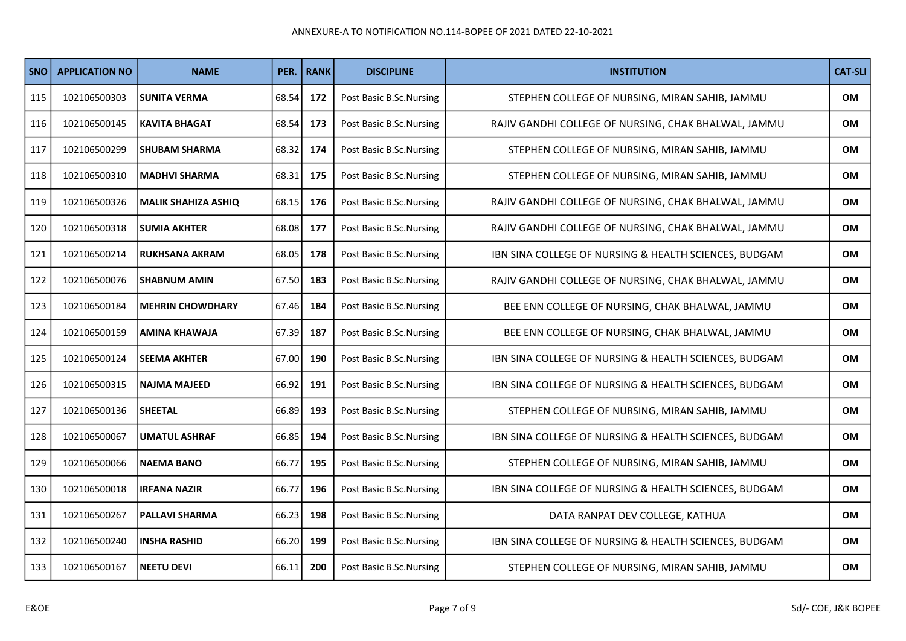| SNO | APPLICATION NO | NAME | PER. | RANK | DISCIPLINE | INSTITUTION | CAT-SLI |
|---|---|---|---|---|---|---|---|
| 115 | 102106500303 | **SUNITA VERMA** | 68.54 | **172** | Post Basic B.Sc.Nursing | STEPHEN COLLEGE OF NURSING, MIRAN SAHIB, JAMMU | **OM** |
| 116 | 102106500145 | **KAVITA BHAGAT** | 68.54 | **173** | Post Basic B.Sc.Nursing | RAJIV GANDHI COLLEGE OF NURSING, CHAK BHALWAL, JAMMU | **OM** |
| 117 | 102106500299 | **SHUBAM SHARMA** | 68.32 | **174** | Post Basic B.Sc.Nursing | STEPHEN COLLEGE OF NURSING, MIRAN SAHIB, JAMMU | **OM** |
| 118 | 102106500310 | **MADHVI SHARMA** | 68.31 | **175** | Post Basic B.Sc.Nursing | STEPHEN COLLEGE OF NURSING, MIRAN SAHIB, JAMMU | **OM** |
| 119 | 102106500326 | **MALIK SHAHIZA ASHIQ** | 68.15 | **176** | Post Basic B.Sc.Nursing | RAJIV GANDHI COLLEGE OF NURSING, CHAK BHALWAL, JAMMU | **OM** |
| 120 | 102106500318 | **SUMIA AKHTER** | 68.08 | **177** | Post Basic B.Sc.Nursing | RAJIV GANDHI COLLEGE OF NURSING, CHAK BHALWAL, JAMMU | **OM** |
| 121 | 102106500214 | **RUKHSANA AKRAM** | 68.05 | **178** | Post Basic B.Sc.Nursing | IBN SINA COLLEGE OF NURSING & HEALTH SCIENCES, BUDGAM | **OM** |
| 122 | 102106500076 | **SHABNUM AMIN** | 67.50 | **183** | Post Basic B.Sc.Nursing | RAJIV GANDHI COLLEGE OF NURSING, CHAK BHALWAL, JAMMU | **OM** |
| 123 | 102106500184 | **MEHRIN CHOWDHARY** | 67.46 | **184** | Post Basic B.Sc.Nursing | BEE ENN COLLEGE OF NURSING, CHAK BHALWAL, JAMMU | **OM** |
| 124 | 102106500159 | **AMINA KHAWAJA** | 67.39 | **187** | Post Basic B.Sc.Nursing | BEE ENN COLLEGE OF NURSING, CHAK BHALWAL, JAMMU | **OM** |
| 125 | 102106500124 | **SEEMA AKHTER** | 67.00 | **190** | Post Basic B.Sc.Nursing | IBN SINA COLLEGE OF NURSING & HEALTH SCIENCES, BUDGAM | **OM** |
| 126 | 102106500315 | **NAJMA MAJEED** | 66.92 | **191** | Post Basic B.Sc.Nursing | IBN SINA COLLEGE OF NURSING & HEALTH SCIENCES, BUDGAM | **OM** |
| 127 | 102106500136 | **SHEETAL** | 66.89 | **193** | Post Basic B.Sc.Nursing | STEPHEN COLLEGE OF NURSING, MIRAN SAHIB, JAMMU | **OM** |
| 128 | 102106500067 | **UMATUL ASHRAF** | 66.85 | **194** | Post Basic B.Sc.Nursing | IBN SINA COLLEGE OF NURSING & HEALTH SCIENCES, BUDGAM | **OM** |
| 129 | 102106500066 | **NAEMA BANO** | 66.77 | **195** | Post Basic B.Sc.Nursing | STEPHEN COLLEGE OF NURSING, MIRAN SAHIB, JAMMU | **OM** |
| 130 | 102106500018 | **IRFANA NAZIR** | 66.77 | **196** | Post Basic B.Sc.Nursing | IBN SINA COLLEGE OF NURSING & HEALTH SCIENCES, BUDGAM | **OM** |
| 131 | 102106500267 | **PALLAVI SHARMA** | 66.23 | **198** | Post Basic B.Sc.Nursing | DATA RANPAT DEV COLLEGE, KATHUA | **OM** |
| 132 | 102106500240 | **INSHA RASHID** | 66.20 | **199** | Post Basic B.Sc.Nursing | IBN SINA COLLEGE OF NURSING & HEALTH SCIENCES, BUDGAM | **OM** |
| 133 | 102106500167 | **NEETU DEVI** | 66.11 | **200** | Post Basic B.Sc.Nursing | STEPHEN COLLEGE OF NURSING, MIRAN SAHIB, JAMMU | **OM** |

E&OE

Sd/- COE, J&K BOPEE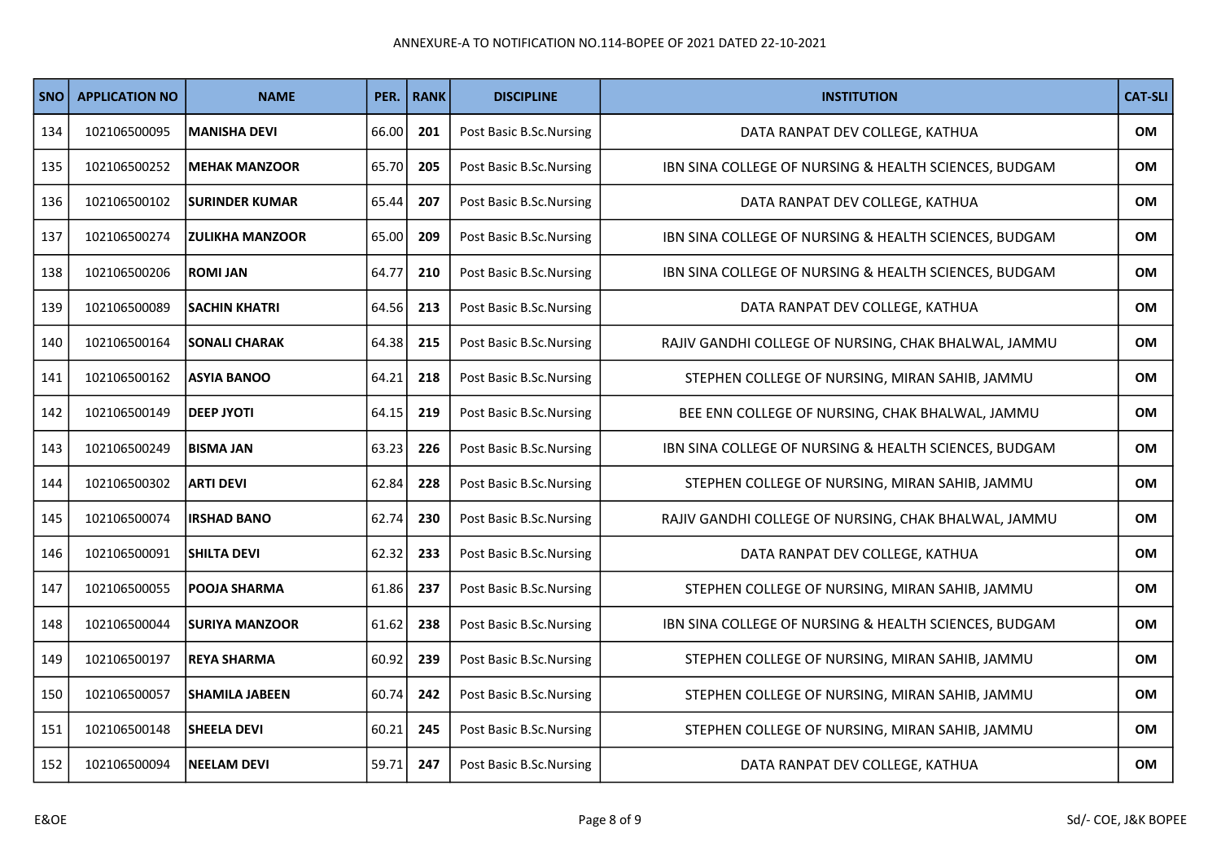ANNEXURE-A TO NOTIFICATION NO.114-BOPEE OF 2021 DATED 22-10-2021

| SNO | APPLICATION NO | NAME | PER. | RANK | DISCIPLINE | INSTITUTION | CAT-SLI |
|---|---|---|---|---|---|---|---|
| 134 | 102106500095 | **MANISHA DEVI** | 66.00 | **201** | Post Basic B.Sc.Nursing | DATA RANPAT DEV COLLEGE, KATHUA | **OM** |
| 135 | 102106500252 | **MEHAK MANZOOR** | 65.70 | **205** | Post Basic B.Sc.Nursing | IBN SINA COLLEGE OF NURSING & HEALTH SCIENCES, BUDGAM | **OM** |
| 136 | 102106500102 | **SURINDER KUMAR** | 65.44 | **207** | Post Basic B.Sc.Nursing | DATA RANPAT DEV COLLEGE, KATHUA | **OM** |
| 137 | 102106500274 | **ZULIKHA MANZOOR** | 65.00 | **209** | Post Basic B.Sc.Nursing | IBN SINA COLLEGE OF NURSING & HEALTH SCIENCES, BUDGAM | **OM** |
| 138 | 102106500206 | **ROMI JAN** | 64.77 | **210** | Post Basic B.Sc.Nursing | IBN SINA COLLEGE OF NURSING & HEALTH SCIENCES, BUDGAM | **OM** |
| 139 | 102106500089 | **SACHIN KHATRI** | 64.56 | **213** | Post Basic B.Sc.Nursing | DATA RANPAT DEV COLLEGE, KATHUA | **OM** |
| 140 | 102106500164 | **SONALI CHARAK** | 64.38 | **215** | Post Basic B.Sc.Nursing | RAJIV GANDHI COLLEGE OF NURSING, CHAK BHALWAL, JAMMU | **OM** |
| 141 | 102106500162 | **ASYIA BANOO** | 64.21 | **218** | Post Basic B.Sc.Nursing | STEPHEN COLLEGE OF NURSING, MIRAN SAHIB, JAMMU | **OM** |
| 142 | 102106500149 | **DEEP JYOTI** | 64.15 | **219** | Post Basic B.Sc.Nursing | BEE ENN COLLEGE OF NURSING, CHAK BHALWAL, JAMMU | **OM** |
| 143 | 102106500249 | **BISMA JAN** | 63.23 | **226** | Post Basic B.Sc.Nursing | IBN SINA COLLEGE OF NURSING & HEALTH SCIENCES, BUDGAM | **OM** |
| 144 | 102106500302 | **ARTI DEVI** | 62.84 | **228** | Post Basic B.Sc.Nursing | STEPHEN COLLEGE OF NURSING, MIRAN SAHIB, JAMMU | **OM** |
| 145 | 102106500074 | **IRSHAD BANO** | 62.74 | **230** | Post Basic B.Sc.Nursing | RAJIV GANDHI COLLEGE OF NURSING, CHAK BHALWAL, JAMMU | **OM** |
| 146 | 102106500091 | **SHILTA DEVI** | 62.32 | **233** | Post Basic B.Sc.Nursing | DATA RANPAT DEV COLLEGE, KATHUA | **OM** |
| 147 | 102106500055 | **POOJA SHARMA** | 61.86 | **237** | Post Basic B.Sc.Nursing | STEPHEN COLLEGE OF NURSING, MIRAN SAHIB, JAMMU | **OM** |
| 148 | 102106500044 | **SURIYA MANZOOR** | 61.62 | **238** | Post Basic B.Sc.Nursing | IBN SINA COLLEGE OF NURSING & HEALTH SCIENCES, BUDGAM | **OM** |
| 149 | 102106500197 | **REYA SHARMA** | 60.92 | **239** | Post Basic B.Sc.Nursing | STEPHEN COLLEGE OF NURSING, MIRAN SAHIB, JAMMU | **OM** |
| 150 | 102106500057 | **SHAMILA JABEEN** | 60.74 | **242** | Post Basic B.Sc.Nursing | STEPHEN COLLEGE OF NURSING, MIRAN SAHIB, JAMMU | **OM** |
| 151 | 102106500148 | **SHEELA DEVI** | 60.21 | **245** | Post Basic B.Sc.Nursing | STEPHEN COLLEGE OF NURSING, MIRAN SAHIB, JAMMU | **OM** |
| 152 | 102106500094 | **NEELAM DEVI** | 59.71 | **247** | Post Basic B.Sc.Nursing | DATA RANPAT DEV COLLEGE, KATHUA | **OM** |

E&OE

Sd/- COE, J&K BOPEE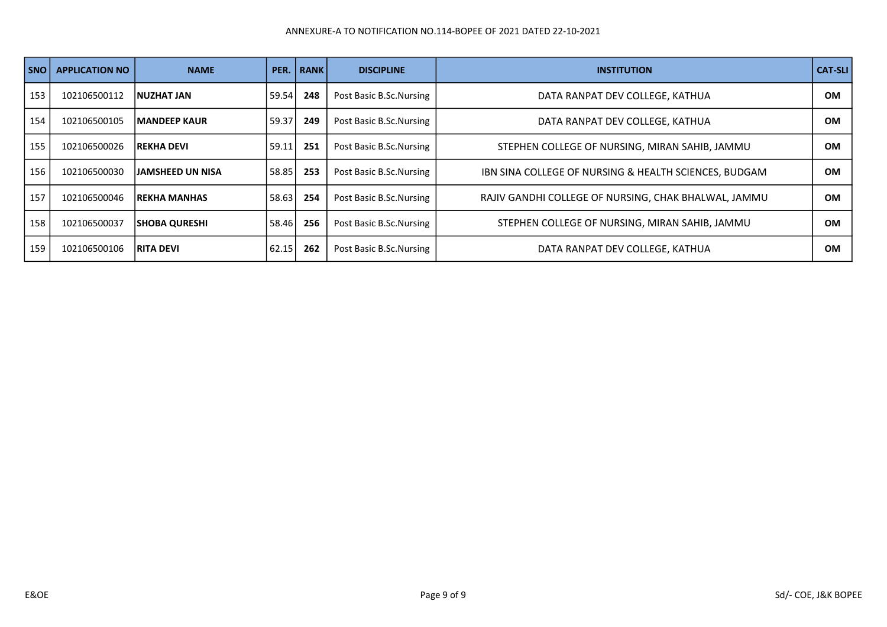| SNO | APPLICATION NO | NAME | PER. | RANK | DISCIPLINE | INSTITUTION | CAT-SLI |
|---|---|---|---|---|---|---|---|
| 153 | 102106500112 | **NUZHAT JAN** | 59.54 | **248** | Post Basic B.Sc.Nursing | DATA RANPAT DEV COLLEGE, KATHUA | **OM** |
| 154 | 102106500105 | **MANDEEP KAUR** | 59.37 | **249** | Post Basic B.Sc.Nursing | DATA RANPAT DEV COLLEGE, KATHUA | **OM** |
| 155 | 102106500026 | **REKHA DEVI** | 59.11 | **251** | Post Basic B.Sc.Nursing | STEPHEN COLLEGE OF NURSING, MIRAN SAHIB, JAMMU | **OM** |
| 156 | 102106500030 | **JAMSHEED UN NISA** | 58.85 | **253** | Post Basic B.Sc.Nursing | IBN SINA COLLEGE OF NURSING & HEALTH SCIENCES, BUDGAM | **OM** |
| 157 | 102106500046 | **REKHA MANHAS** | 58.63 | **254** | Post Basic B.Sc.Nursing | RAJIV GANDHI COLLEGE OF NURSING, CHAK BHALWAL, JAMMU | **OM** |
| 158 | 102106500037 | **SHOBA QURESHI** | 58.46 | **256** | Post Basic B.Sc.Nursing | STEPHEN COLLEGE OF NURSING, MIRAN SAHIB, JAMMU | **OM** |
| 159 | 102106500106 | **RITA DEVI** | 62.15 | **262** | Post Basic B.Sc.Nursing | DATA RANPAT DEV COLLEGE, KATHUA | **OM** |

E&OE

Sd/- COE, J&K BOPEE